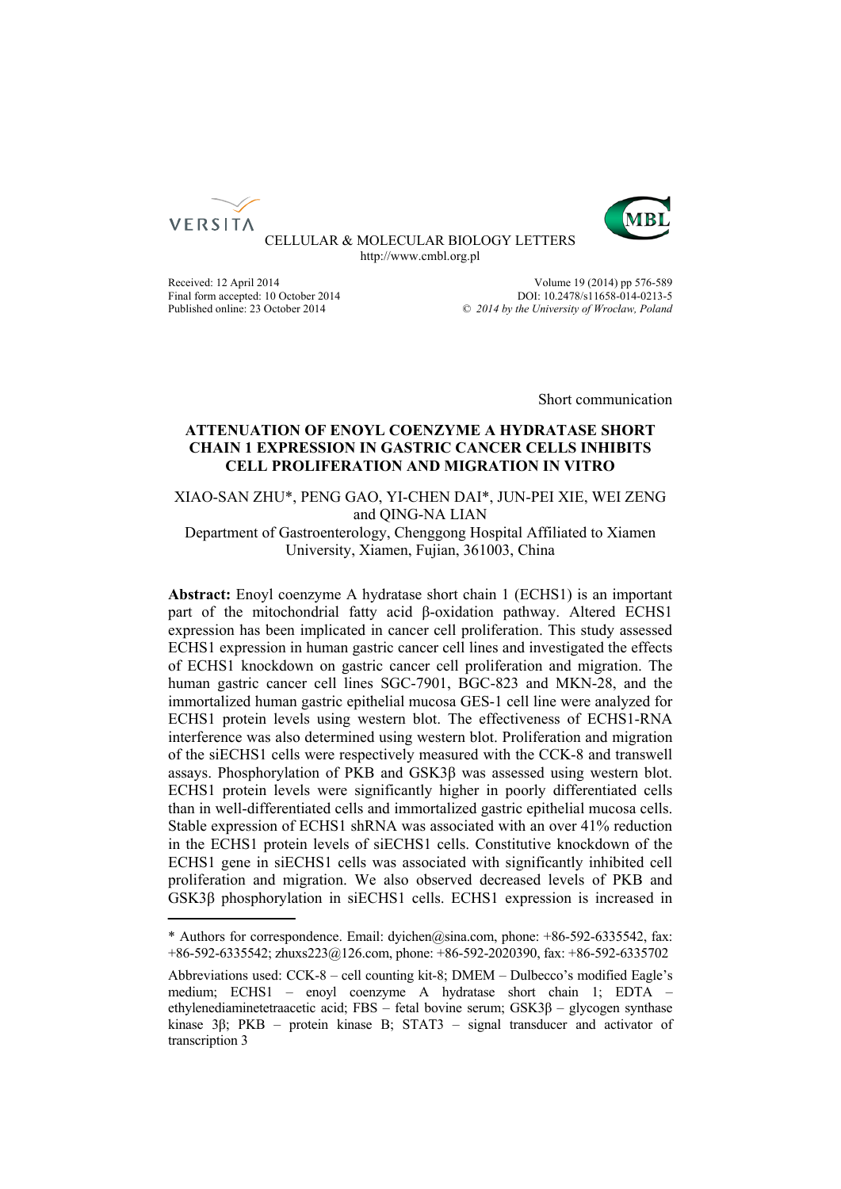VERSITA

CELLULAR & MOLECULAR BIOLOGY LETTERS
http://www.cmbl.org.pl

Received: 12 April 2014
Final form accepted: 10 October 2014
Published online: 23 October 2014

Volume 19 (2014) pp 576-589
DOI: 10.2478/s11658-014-0213-5
© *2014 by the University of Wrocław, Poland*

Short communication

# ATTENUATION OF ENOYL COENZYME A HYDRATASE SHORT CHAIN 1 EXPRESSION IN GASTRIC CANCER CELLS INHIBITS CELL PROLIFERATION AND MIGRATION IN VITRO

XIAO-SAN ZHU*, PENG GAO, YI-CHEN DAI*, JUN-PEI XIE, WEI ZENG and QING-NA LIAN

Department of Gastroenterology, Chenggong Hospital Affiliated to Xiamen University, Xiamen, Fujian, 361003, China

**Abstract:** Enoyl coenzyme A hydratase short chain 1 (ECHS1) is an important part of the mitochondrial fatty acid β-oxidation pathway. Altered ECHS1 expression has been implicated in cancer cell proliferation. This study assessed ECHS1 expression in human gastric cancer cell lines and investigated the effects of ECHS1 knockdown on gastric cancer cell proliferation and migration. The human gastric cancer cell lines SGC-7901, BGC-823 and MKN-28, and the immortalized human gastric epithelial mucosa GES-1 cell line were analyzed for ECHS1 protein levels using western blot. The effectiveness of ECHS1-RNA interference was also determined using western blot. Proliferation and migration of the siECHS1 cells were respectively measured with the CCK-8 and transwell assays. Phosphorylation of PKB and GSK3β was assessed using western blot. ECHS1 protein levels were significantly higher in poorly differentiated cells than in well-differentiated cells and immortalized gastric epithelial mucosa cells. Stable expression of ECHS1 shRNA was associated with an over 41% reduction in the ECHS1 protein levels of siECHS1 cells. Constitutive knockdown of the ECHS1 gene in siECHS1 cells was associated with significantly inhibited cell proliferation and migration. We also observed decreased levels of PKB and GSK3β phosphorylation in siECHS1 cells. ECHS1 expression is increased in

---

* Authors for correspondence. Email: dyichen@sina.com, phone: +86-592-6335542, fax: +86-592-6335542; zhuxs223@126.com, phone: +86-592-2020390, fax: +86-592-6335702

Abbreviations used: CCK-8 – cell counting kit-8; DMEM – Dulbecco's modified Eagle's medium; ECHS1 – enoyl coenzyme A hydratase short chain 1; EDTA – ethylenediaminetetraacetic acid; FBS – fetal bovine serum; GSK3β – glycogen synthase kinase 3β; PKB – protein kinase B; STAT3 – signal transducer and activator of transcription 3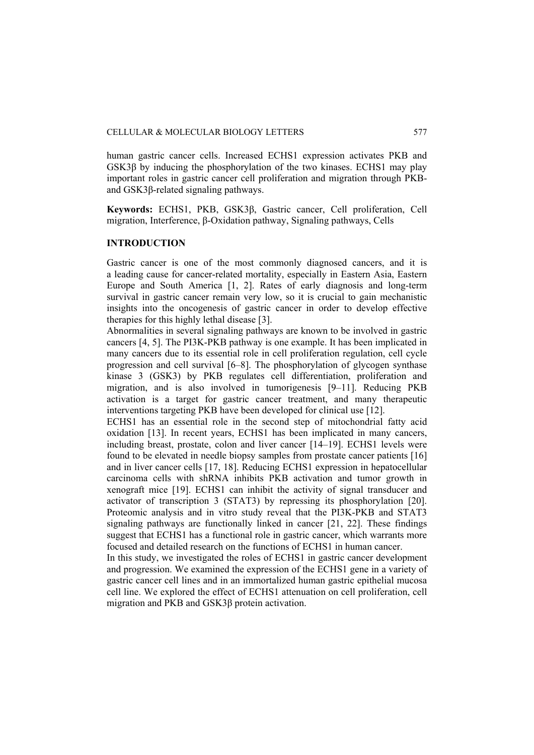human gastric cancer cells. Increased ECHS1 expression activates PKB and GSK3β by inducing the phosphorylation of the two kinases. ECHS1 may play important roles in gastric cancer cell proliferation and migration through PKB- and GSK3β-related signaling pathways.

**Keywords:** ECHS1, PKB, GSK3β, Gastric cancer, Cell proliferation, Cell migration, Interference, β-Oxidation pathway, Signaling pathways, Cells

## INTRODUCTION

Gastric cancer is one of the most commonly diagnosed cancers, and it is a leading cause for cancer-related mortality, especially in Eastern Asia, Eastern Europe and South America [1, 2]. Rates of early diagnosis and long-term survival in gastric cancer remain very low, so it is crucial to gain mechanistic insights into the oncogenesis of gastric cancer in order to develop effective therapies for this highly lethal disease [3].

Abnormalities in several signaling pathways are known to be involved in gastric cancers [4, 5]. The PI3K-PKB pathway is one example. It has been implicated in many cancers due to its essential role in cell proliferation regulation, cell cycle progression and cell survival [6–8]. The phosphorylation of glycogen synthase kinase 3 (GSK3) by PKB regulates cell differentiation, proliferation and migration, and is also involved in tumorigenesis [9–11]. Reducing PKB activation is a target for gastric cancer treatment, and many therapeutic interventions targeting PKB have been developed for clinical use [12].

ECHS1 has an essential role in the second step of mitochondrial fatty acid oxidation [13]. In recent years, ECHS1 has been implicated in many cancers, including breast, prostate, colon and liver cancer [14–19]. ECHS1 levels were found to be elevated in needle biopsy samples from prostate cancer patients [16] and in liver cancer cells [17, 18]. Reducing ECHS1 expression in hepatocellular carcinoma cells with shRNA inhibits PKB activation and tumor growth in xenograft mice [19]. ECHS1 can inhibit the activity of signal transducer and activator of transcription 3 (STAT3) by repressing its phosphorylation [20]. Proteomic analysis and in vitro study reveal that the PI3K-PKB and STAT3 signaling pathways are functionally linked in cancer [21, 22]. These findings suggest that ECHS1 has a functional role in gastric cancer, which warrants more focused and detailed research on the functions of ECHS1 in human cancer.

In this study, we investigated the roles of ECHS1 in gastric cancer development and progression. We examined the expression of the ECHS1 gene in a variety of gastric cancer cell lines and in an immortalized human gastric epithelial mucosa cell line. We explored the effect of ECHS1 attenuation on cell proliferation, cell migration and PKB and GSK3β protein activation.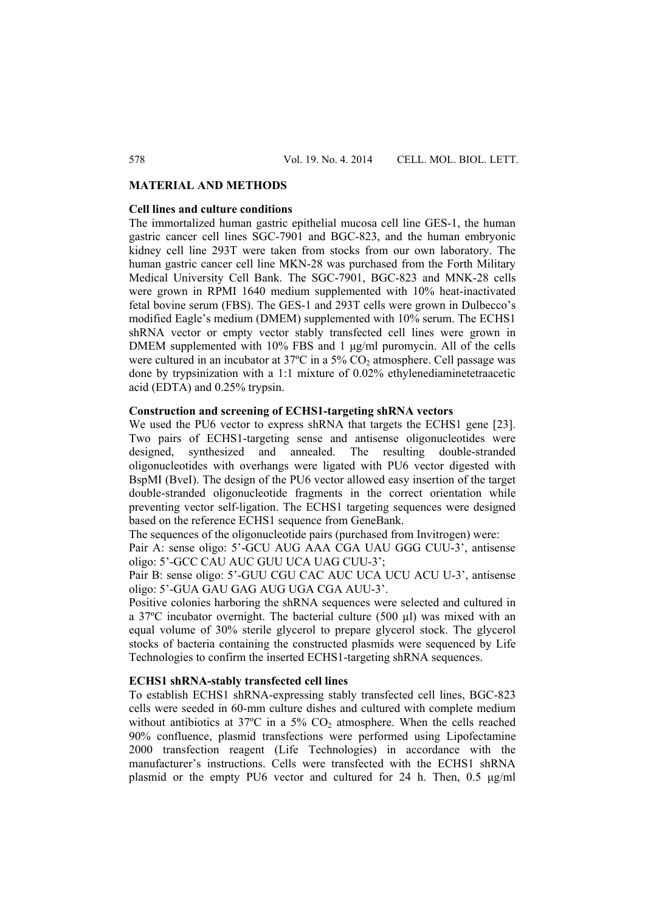## MATERIAL AND METHODS

### Cell lines and culture conditions

The immortalized human gastric epithelial mucosa cell line GES-1, the human gastric cancer cell lines SGC-7901 and BGC-823, and the human embryonic kidney cell line 293T were taken from stocks from our own laboratory. The human gastric cancer cell line MKN-28 was purchased from the Forth Military Medical University Cell Bank. The SGC-7901, BGC-823 and MNK-28 cells were grown in RPMI 1640 medium supplemented with 10% heat-inactivated fetal bovine serum (FBS). The GES-1 and 293T cells were grown in Dulbecco's modified Eagle's medium (DMEM) supplemented with 10% serum. The ECHS1 shRNA vector or empty vector stably transfected cell lines were grown in DMEM supplemented with 10% FBS and 1 μg/ml puromycin. All of the cells were cultured in an incubator at 37ºC in a 5% $CO_2$ atmosphere. Cell passage was done by trypsinization with a 1:1 mixture of 0.02% ethylenediaminetetraacetic acid (EDTA) and 0.25% trypsin.

### Construction and screening of ECHS1-targeting shRNA vectors

We used the PU6 vector to express shRNA that targets the ECHS1 gene [23]. Two pairs of ECHS1-targeting sense and antisense oligonucleotides were designed, synthesized and annealed. The resulting double-stranded oligonucleotides with overhangs were ligated with PU6 vector digested with BspMI (BveI). The design of the PU6 vector allowed easy insertion of the target double-stranded oligonucleotide fragments in the correct orientation while preventing vector self-ligation. The ECHS1 targeting sequences were designed based on the reference ECHS1 sequence from GeneBank.

The sequences of the oligonucleotide pairs (purchased from Invitrogen) were:

Pair A: sense oligo: 5'-GCU AUG AAA CGA UAU GGG CUU-3', antisense oligo: 5'-GCC CAU AUC GUU UCA UAG CUU-3';

Pair B: sense oligo: 5'-GUU CGU CAC AUC UCA UCU ACU U-3', antisense oligo: 5'-GUA GAU GAG AUG UGA CGA AUU-3'.

Positive colonies harboring the shRNA sequences were selected and cultured in a 37ºC incubator overnight. The bacterial culture (500 μl) was mixed with an equal volume of 30% sterile glycerol to prepare glycerol stock. The glycerol stocks of bacteria containing the constructed plasmids were sequenced by Life Technologies to confirm the inserted ECHS1-targeting shRNA sequences.

### ECHS1 shRNA-stably transfected cell lines

To establish ECHS1 shRNA-expressing stably transfected cell lines, BGC-823 cells were seeded in 60-mm culture dishes and cultured with complete medium without antibiotics at 37ºC in a 5% $CO_2$ atmosphere. When the cells reached 90% confluence, plasmid transfections were performed using Lipofectamine 2000 transfection reagent (Life Technologies) in accordance with the manufacturer's instructions. Cells were transfected with the ECHS1 shRNA plasmid or the empty PU6 vector and cultured for 24 h. Then, 0.5 μg/ml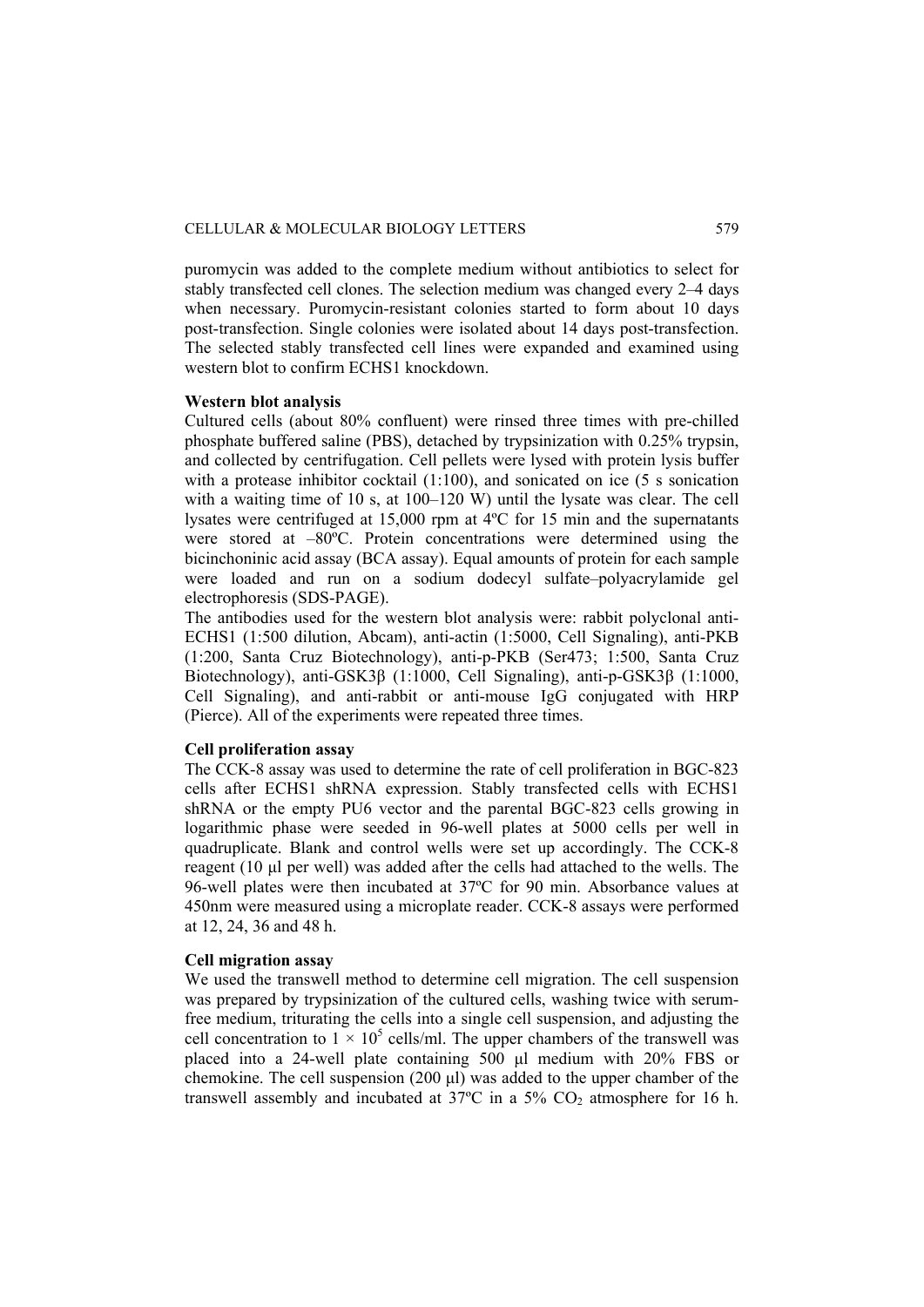puromycin was added to the complete medium without antibiotics to select for stably transfected cell clones. The selection medium was changed every 2–4 days when necessary. Puromycin-resistant colonies started to form about 10 days post-transfection. Single colonies were isolated about 14 days post-transfection. The selected stably transfected cell lines were expanded and examined using western blot to confirm ECHS1 knockdown.

**Western blot analysis**

Cultured cells (about 80% confluent) were rinsed three times with pre-chilled phosphate buffered saline (PBS), detached by trypsinization with 0.25% trypsin, and collected by centrifugation. Cell pellets were lysed with protein lysis buffer with a protease inhibitor cocktail (1:100), and sonicated on ice (5 s sonication with a waiting time of 10 s, at 100–120 W) until the lysate was clear. The cell lysates were centrifuged at 15,000 rpm at 4ºC for 15 min and the supernatants were stored at –80ºC. Protein concentrations were determined using the bicinchoninic acid assay (BCA assay). Equal amounts of protein for each sample were loaded and run on a sodium dodecyl sulfate–polyacrylamide gel electrophoresis (SDS-PAGE).

The antibodies used for the western blot analysis were: rabbit polyclonal anti-ECHS1 (1:500 dilution, Abcam), anti-actin (1:5000, Cell Signaling), anti-PKB (1:200, Santa Cruz Biotechnology), anti-p-PKB (Ser473; 1:500, Santa Cruz Biotechnology), anti-GSK3β (1:1000, Cell Signaling), anti-p-GSK3β (1:1000, Cell Signaling), and anti-rabbit or anti-mouse IgG conjugated with HRP (Pierce). All of the experiments were repeated three times.

**Cell proliferation assay**

The CCK-8 assay was used to determine the rate of cell proliferation in BGC-823 cells after ECHS1 shRNA expression. Stably transfected cells with ECHS1 shRNA or the empty PU6 vector and the parental BGC-823 cells growing in logarithmic phase were seeded in 96-well plates at 5000 cells per well in quadruplicate. Blank and control wells were set up accordingly. The CCK-8 reagent (10 μl per well) was added after the cells had attached to the wells. The 96-well plates were then incubated at 37ºC for 90 min. Absorbance values at 450nm were measured using a microplate reader. CCK-8 assays were performed at 12, 24, 36 and 48 h.

**Cell migration assay**

We used the transwell method to determine cell migration. The cell suspension was prepared by trypsinization of the cultured cells, washing twice with serum-free medium, triturating the cells into a single cell suspension, and adjusting the cell concentration to $1 \times 10^5$ cells/ml. The upper chambers of the transwell was placed into a 24-well plate containing 500 μl medium with 20% FBS or chemokine. The cell suspension (200 μl) was added to the upper chamber of the transwell assembly and incubated at 37ºC in a 5% $CO_2$ atmosphere for 16 h.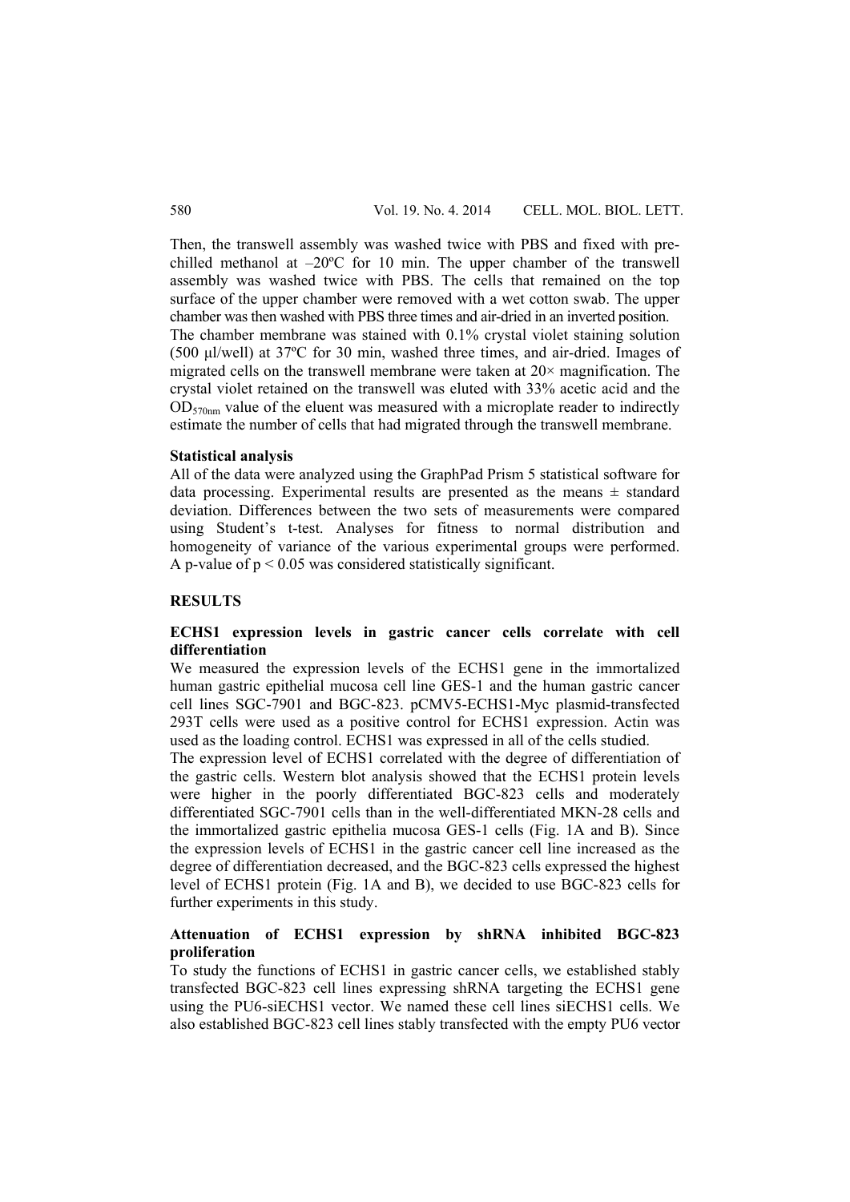Then, the transwell assembly was washed twice with PBS and fixed with pre-chilled methanol at –20ºC for 10 min. The upper chamber of the transwell assembly was washed twice with PBS. The cells that remained on the top surface of the upper chamber were removed with a wet cotton swab. The upper chamber was then washed with PBS three times and air-dried in an inverted position.

The chamber membrane was stained with 0.1% crystal violet staining solution (500 μl/well) at 37ºC for 30 min, washed three times, and air-dried. Images of migrated cells on the transwell membrane were taken at 20× magnification. The crystal violet retained on the transwell was eluted with 33% acetic acid and the $OD_{570nm}$ value of the eluent was measured with a microplate reader to indirectly estimate the number of cells that had migrated through the transwell membrane.

### Statistical analysis

All of the data were analyzed using the GraphPad Prism 5 statistical software for data processing. Experimental results are presented as the means ± standard deviation. Differences between the two sets of measurements were compared using Student's t-test. Analyses for fitness to normal distribution and homogeneity of variance of the various experimental groups were performed. A p-value of $p < 0.05$ was considered statistically significant.

## RESULTS

### ECHS1 expression levels in gastric cancer cells correlate with cell differentiation

We measured the expression levels of the ECHS1 gene in the immortalized human gastric epithelial mucosa cell line GES-1 and the human gastric cancer cell lines SGC-7901 and BGC-823. pCMV5-ECHS1-Myc plasmid-transfected 293T cells were used as a positive control for ECHS1 expression. Actin was used as the loading control. ECHS1 was expressed in all of the cells studied.

The expression level of ECHS1 correlated with the degree of differentiation of the gastric cells. Western blot analysis showed that the ECHS1 protein levels were higher in the poorly differentiated BGC-823 cells and moderately differentiated SGC-7901 cells than in the well-differentiated MKN-28 cells and the immortalized gastric epithelia mucosa GES-1 cells (Fig. 1A and B). Since the expression levels of ECHS1 in the gastric cancer cell line increased as the degree of differentiation decreased, and the BGC-823 cells expressed the highest level of ECHS1 protein (Fig. 1A and B), we decided to use BGC-823 cells for further experiments in this study.

### Attenuation of ECHS1 expression by shRNA inhibited BGC-823 proliferation

To study the functions of ECHS1 in gastric cancer cells, we established stably transfected BGC-823 cell lines expressing shRNA targeting the ECHS1 gene using the PU6-siECHS1 vector. We named these cell lines siECHS1 cells. We also established BGC-823 cell lines stably transfected with the empty PU6 vector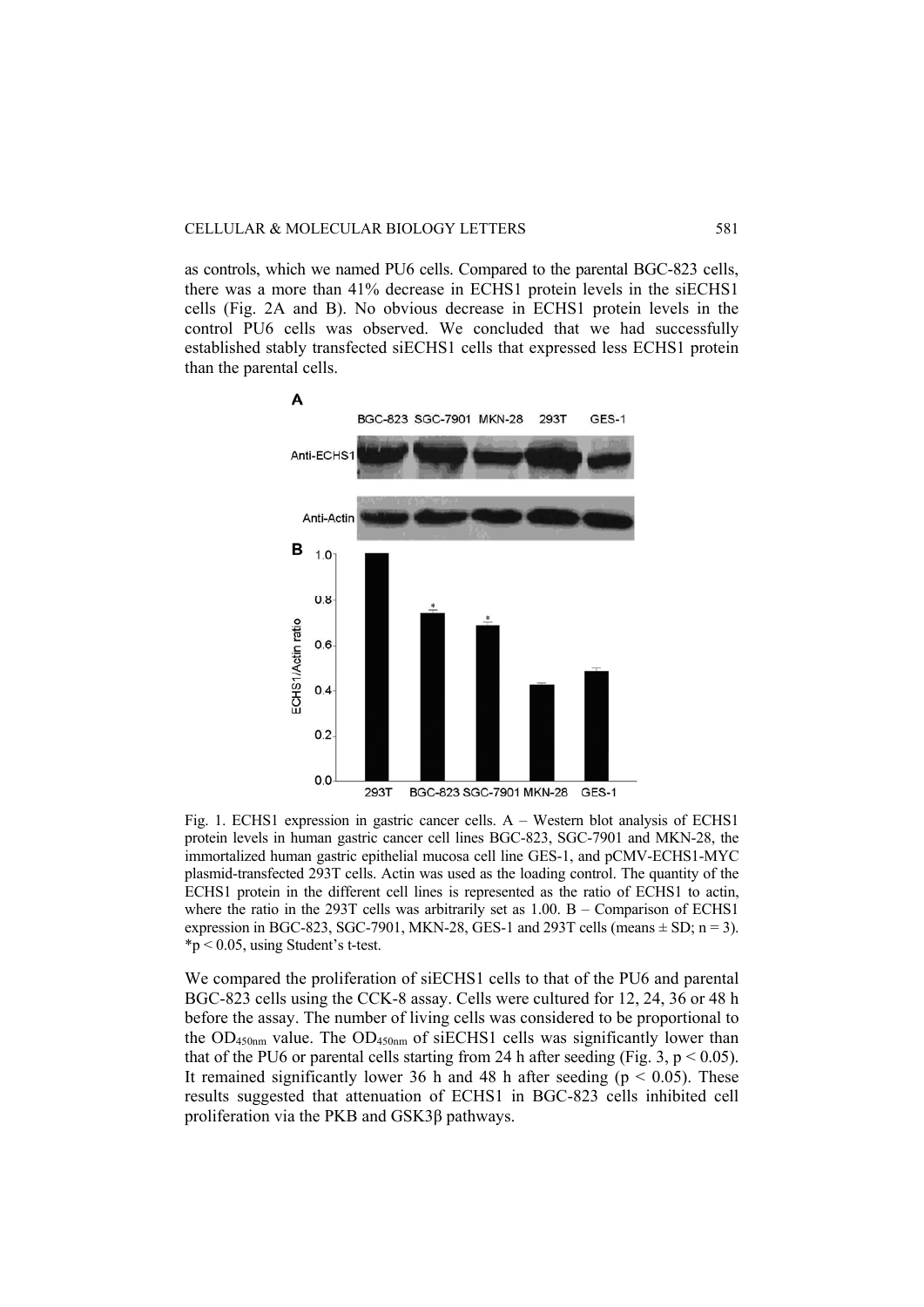as controls, which we named PU6 cells. Compared to the parental BGC-823 cells, there was a more than 41% decrease in ECHS1 protein levels in the siECHS1 cells (Fig. 2A and B). No obvious decrease in ECHS1 protein levels in the control PU6 cells was observed. We concluded that we had successfully established stably transfected siECHS1 cells that expressed less ECHS1 protein than the parental cells.

Fig. 1. ECHS1 expression in gastric cancer cells. A – Western blot analysis of ECHS1 protein levels in human gastric cancer cell lines BGC-823, SGC-7901 and MKN-28, the immortalized human gastric epithelial mucosa cell line GES-1, and pCMV-ECHS1-MYC plasmid-transfected 293T cells. Actin was used as the loading control. The quantity of the ECHS1 protein in the different cell lines is represented as the ratio of ECHS1 to actin, where the ratio in the 293T cells was arbitrarily set as 1.00. B – Comparison of ECHS1 expression in BGC-823, SGC-7901, MKN-28, GES-1 and 293T cells (means ± SD; n = 3). *$p < 0.05$, using Student's t-test.

We compared the proliferation of siECHS1 cells to that of the PU6 and parental BGC-823 cells using the CCK-8 assay. Cells were cultured for 12, 24, 36 or 48 h before the assay. The number of living cells was considered to be proportional to the $OD_{450nm}$ value. The $OD_{450nm}$ of siECHS1 cells was significantly lower than that of the PU6 or parental cells starting from 24 h after seeding (Fig. 3, $p < 0.05$). It remained significantly lower 36 h and 48 h after seeding ($p < 0.05$). These results suggested that attenuation of ECHS1 in BGC-823 cells inhibited cell proliferation via the PKB and GSK3β pathways.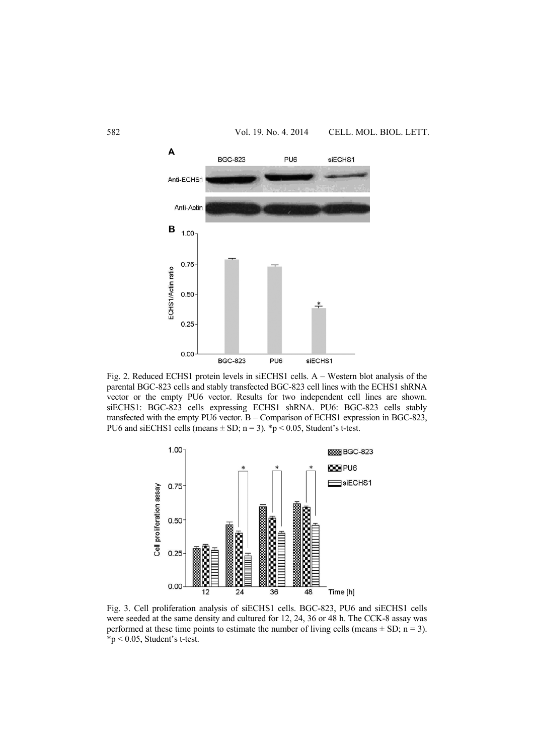Fig. 2. Reduced ECHS1 protein levels in siECHS1 cells. A – Western blot analysis of the parental BGC-823 cells and stably transfected BGC-823 cell lines with the ECHS1 shRNA vector or the empty PU6 vector. Results for two independent cell lines are shown. siECHS1: BGC-823 cells expressing ECHS1 shRNA. PU6: BGC-823 cells stably transfected with the empty PU6 vector. B – Comparison of ECHS1 expression in BGC-823, PU6 and siECHS1 cells (means ± SD; n = 3). *$p < 0.05$, Student's t-test.

Fig. 3. Cell proliferation analysis of siECHS1 cells. BGC-823, PU6 and siECHS1 cells were seeded at the same density and cultured for 12, 24, 36 or 48 h. The CCK-8 assay was performed at these time points to estimate the number of living cells (means ± SD; n = 3). *$p < 0.05$, Student's t-test.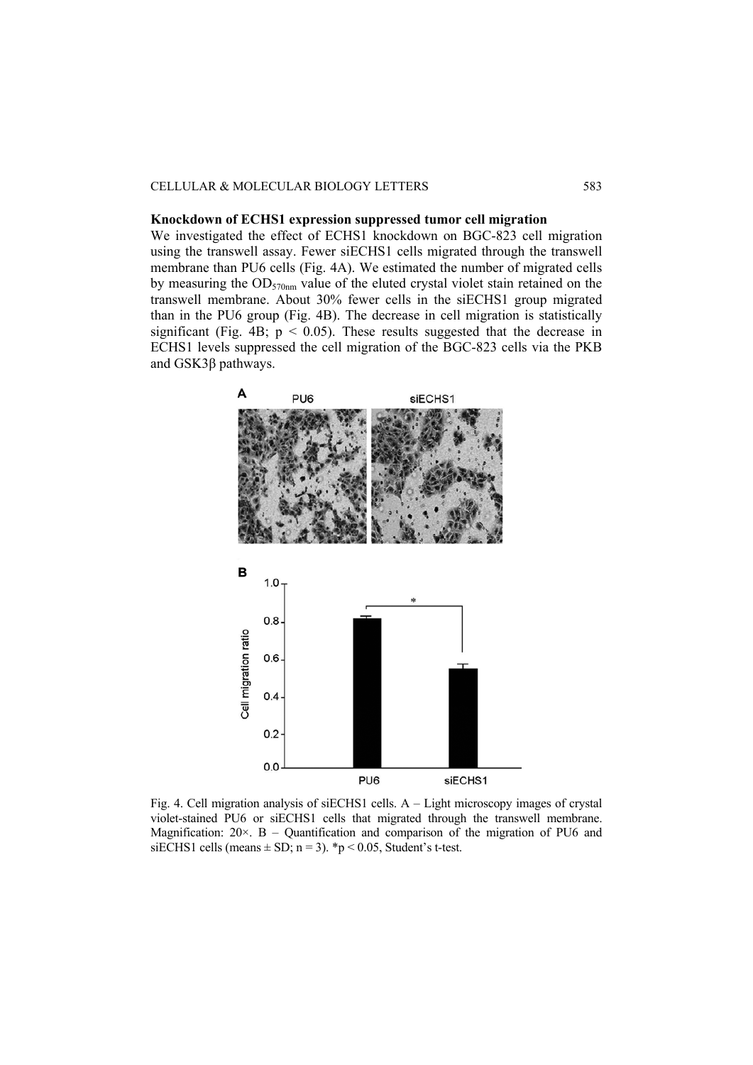### Knockdown of ECHS1 expression suppressed tumor cell migration

We investigated the effect of ECHS1 knockdown on BGC-823 cell migration using the transwell assay. Fewer siECHS1 cells migrated through the transwell membrane than PU6 cells (Fig. 4A). We estimated the number of migrated cells by measuring the $OD_{570nm}$ value of the eluted crystal violet stain retained on the transwell membrane. About 30% fewer cells in the siECHS1 group migrated than in the PU6 group (Fig. 4B). The decrease in cell migration is statistically significant (Fig. 4B; $p < 0.05$). These results suggested that the decrease in ECHS1 levels suppressed the cell migration of the BGC-823 cells via the PKB and GSK3β pathways.

Fig. 4. Cell migration analysis of siECHS1 cells. A – Light microscopy images of crystal violet-stained PU6 or siECHS1 cells that migrated through the transwell membrane. Magnification: 20×. B – Quantification and comparison of the migration of PU6 and siECHS1 cells (means ± SD; n = 3). *$p < 0.05$, Student's t-test.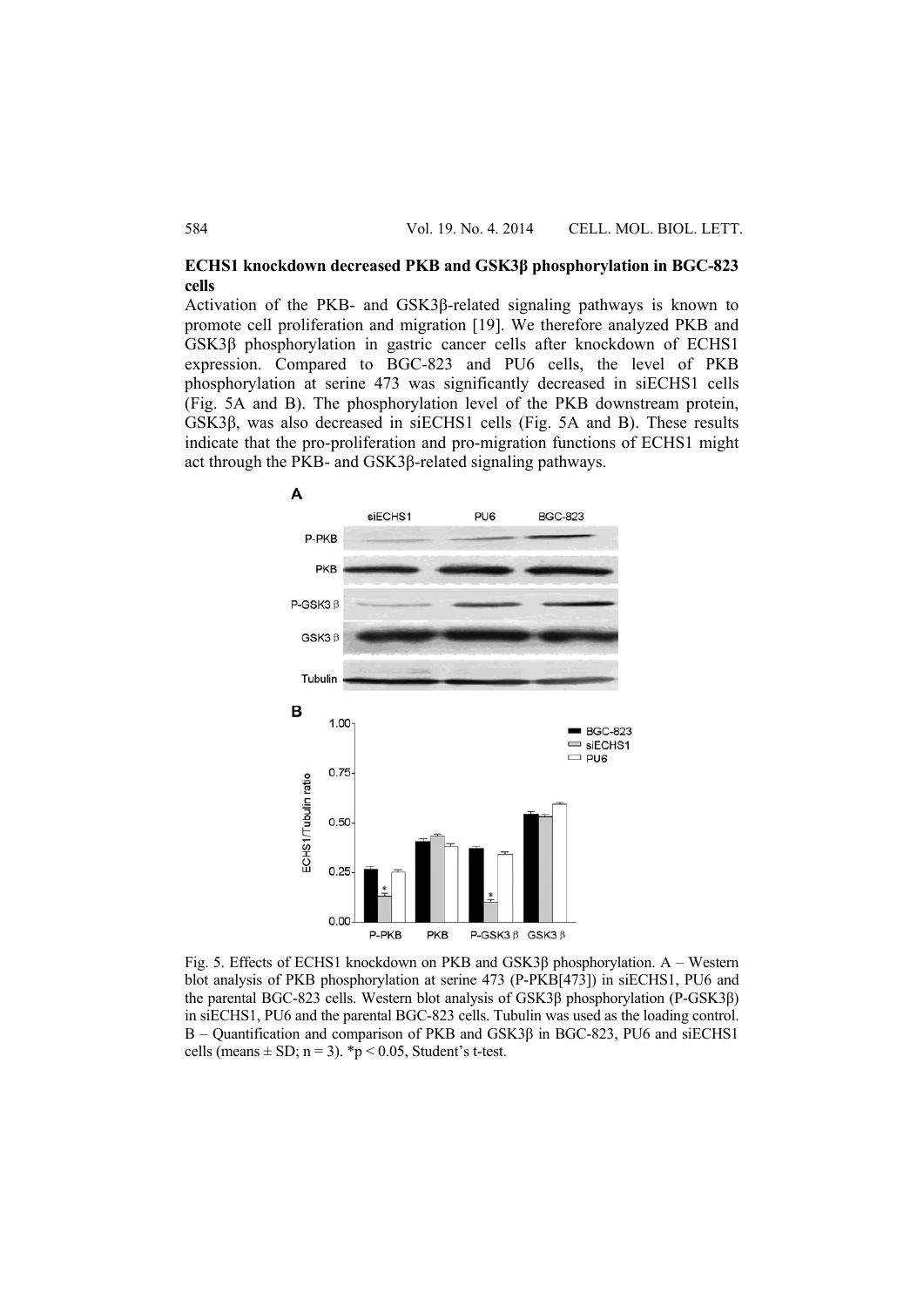### ECHS1 knockdown decreased PKB and GSK3β phosphorylation in BGC-823 cells

Activation of the PKB- and GSK3β-related signaling pathways is known to promote cell proliferation and migration [19]. We therefore analyzed PKB and GSK3β phosphorylation in gastric cancer cells after knockdown of ECHS1 expression. Compared to BGC-823 and PU6 cells, the level of PKB phosphorylation at serine 473 was significantly decreased in siECHS1 cells (Fig. 5A and B). The phosphorylation level of the PKB downstream protein, GSK3β, was also decreased in siECHS1 cells (Fig. 5A and B). These results indicate that the pro-proliferation and pro-migration functions of ECHS1 might act through the PKB- and GSK3β-related signaling pathways.

Fig. 5. Effects of ECHS1 knockdown on PKB and GSK3β phosphorylation. A – Western blot analysis of PKB phosphorylation at serine 473 (P-PKB[473]) in siECHS1, PU6 and the parental BGC-823 cells. Western blot analysis of GSK3β phosphorylation (P-GSK3β) in siECHS1, PU6 and the parental BGC-823 cells. Tubulin was used as the loading control. B – Quantification and comparison of PKB and GSK3β in BGC-823, PU6 and siECHS1 cells (means ± SD; n = 3). *$p < 0.05$, Student's t-test.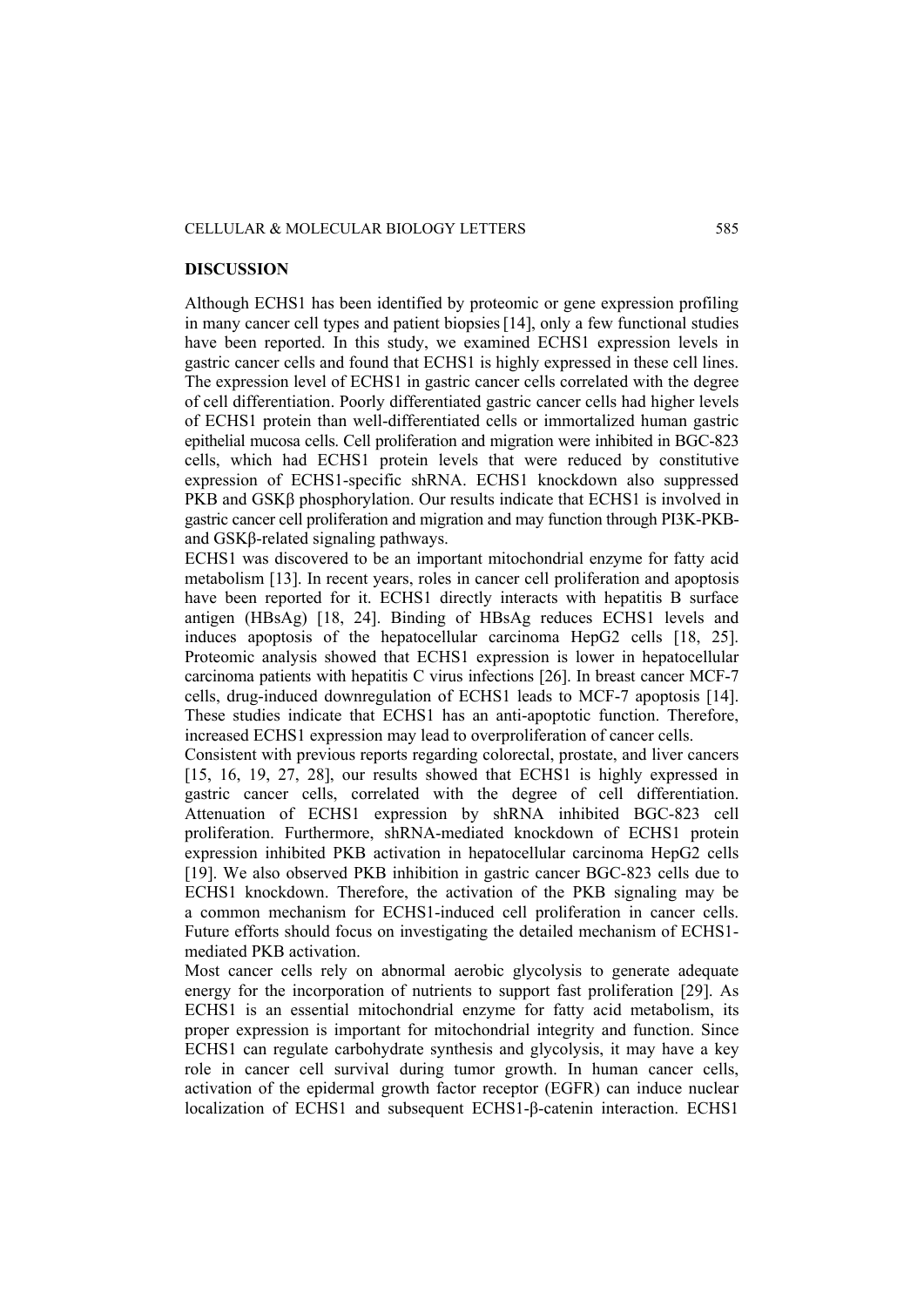## DISCUSSION

Although ECHS1 has been identified by proteomic or gene expression profiling in many cancer cell types and patient biopsies [14], only a few functional studies have been reported. In this study, we examined ECHS1 expression levels in gastric cancer cells and found that ECHS1 is highly expressed in these cell lines. The expression level of ECHS1 in gastric cancer cells correlated with the degree of cell differentiation. Poorly differentiated gastric cancer cells had higher levels of ECHS1 protein than well-differentiated cells or immortalized human gastric epithelial mucosa cells. Cell proliferation and migration were inhibited in BGC-823 cells, which had ECHS1 protein levels that were reduced by constitutive expression of ECHS1-specific shRNA. ECHS1 knockdown also suppressed PKB and GSKβ phosphorylation. Our results indicate that ECHS1 is involved in gastric cancer cell proliferation and migration and may function through PI3K-PKB- and GSKβ-related signaling pathways.

ECHS1 was discovered to be an important mitochondrial enzyme for fatty acid metabolism [13]. In recent years, roles in cancer cell proliferation and apoptosis have been reported for it. ECHS1 directly interacts with hepatitis B surface antigen (HBsAg) [18, 24]. Binding of HBsAg reduces ECHS1 levels and induces apoptosis of the hepatocellular carcinoma HepG2 cells [18, 25]. Proteomic analysis showed that ECHS1 expression is lower in hepatocellular carcinoma patients with hepatitis C virus infections [26]. In breast cancer MCF-7 cells, drug-induced downregulation of ECHS1 leads to MCF-7 apoptosis [14]. These studies indicate that ECHS1 has an anti-apoptotic function. Therefore, increased ECHS1 expression may lead to overproliferation of cancer cells.

Consistent with previous reports regarding colorectal, prostate, and liver cancers [15, 16, 19, 27, 28], our results showed that ECHS1 is highly expressed in gastric cancer cells, correlated with the degree of cell differentiation. Attenuation of ECHS1 expression by shRNA inhibited BGC-823 cell proliferation. Furthermore, shRNA-mediated knockdown of ECHS1 protein expression inhibited PKB activation in hepatocellular carcinoma HepG2 cells [19]. We also observed PKB inhibition in gastric cancer BGC-823 cells due to ECHS1 knockdown. Therefore, the activation of the PKB signaling may be a common mechanism for ECHS1-induced cell proliferation in cancer cells. Future efforts should focus on investigating the detailed mechanism of ECHS1-mediated PKB activation.

Most cancer cells rely on abnormal aerobic glycolysis to generate adequate energy for the incorporation of nutrients to support fast proliferation [29]. As ECHS1 is an essential mitochondrial enzyme for fatty acid metabolism, its proper expression is important for mitochondrial integrity and function. Since ECHS1 can regulate carbohydrate synthesis and glycolysis, it may have a key role in cancer cell survival during tumor growth. In human cancer cells, activation of the epidermal growth factor receptor (EGFR) can induce nuclear localization of ECHS1 and subsequent ECHS1-β-catenin interaction. ECHS1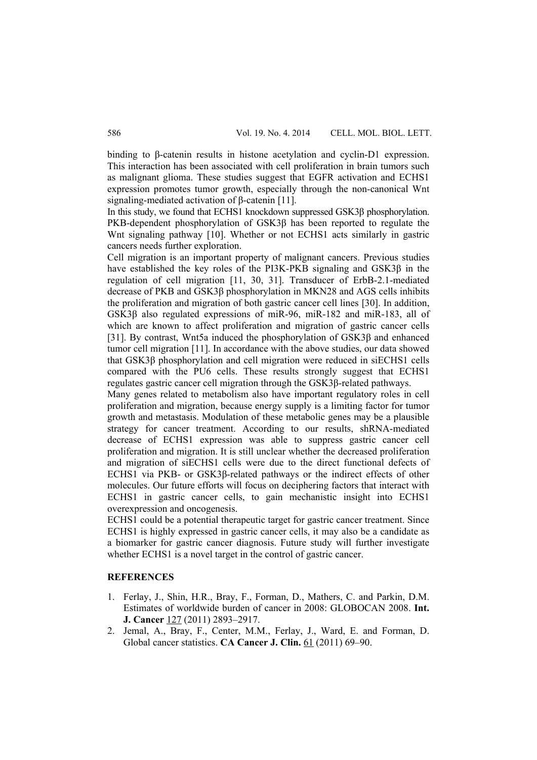binding to β-catenin results in histone acetylation and cyclin-D1 expression. This interaction has been associated with cell proliferation in brain tumors such as malignant glioma. These studies suggest that EGFR activation and ECHS1 expression promotes tumor growth, especially through the non-canonical Wnt signaling-mediated activation of β-catenin [11].

In this study, we found that ECHS1 knockdown suppressed GSK3β phosphorylation. PKB-dependent phosphorylation of GSK3β has been reported to regulate the Wnt signaling pathway [10]. Whether or not ECHS1 acts similarly in gastric cancers needs further exploration.

Cell migration is an important property of malignant cancers. Previous studies have established the key roles of the PI3K-PKB signaling and GSK3β in the regulation of cell migration [11, 30, 31]. Transducer of ErbB-2.1-mediated decrease of PKB and GSK3β phosphorylation in MKN28 and AGS cells inhibits the proliferation and migration of both gastric cancer cell lines [30]. In addition, GSK3β also regulated expressions of miR-96, miR-182 and miR-183, all of which are known to affect proliferation and migration of gastric cancer cells [31]. By contrast, Wnt5a induced the phosphorylation of GSK3β and enhanced tumor cell migration [11]. In accordance with the above studies, our data showed that GSK3β phosphorylation and cell migration were reduced in siECHS1 cells compared with the PU6 cells. These results strongly suggest that ECHS1 regulates gastric cancer cell migration through the GSK3β-related pathways.

Many genes related to metabolism also have important regulatory roles in cell proliferation and migration, because energy supply is a limiting factor for tumor growth and metastasis. Modulation of these metabolic genes may be a plausible strategy for cancer treatment. According to our results, shRNA-mediated decrease of ECHS1 expression was able to suppress gastric cancer cell proliferation and migration. It is still unclear whether the decreased proliferation and migration of siECHS1 cells were due to the direct functional defects of ECHS1 via PKB- or GSK3β-related pathways or the indirect effects of other molecules. Our future efforts will focus on deciphering factors that interact with ECHS1 in gastric cancer cells, to gain mechanistic insight into ECHS1 overexpression and oncogenesis.

ECHS1 could be a potential therapeutic target for gastric cancer treatment. Since ECHS1 is highly expressed in gastric cancer cells, it may also be a candidate as a biomarker for gastric cancer diagnosis. Future study will further investigate whether ECHS1 is a novel target in the control of gastric cancer.

## REFERENCES

1. Ferlay, J., Shin, H.R., Bray, F., Forman, D., Mathers, C. and Parkin, D.M. Estimates of worldwide burden of cancer in 2008: GLOBOCAN 2008. **Int. J. Cancer** 127 (2011) 2893–2917.
2. Jemal, A., Bray, F., Center, M.M., Ferlay, J., Ward, E. and Forman, D. Global cancer statistics. **CA Cancer J. Clin.** 61 (2011) 69–90.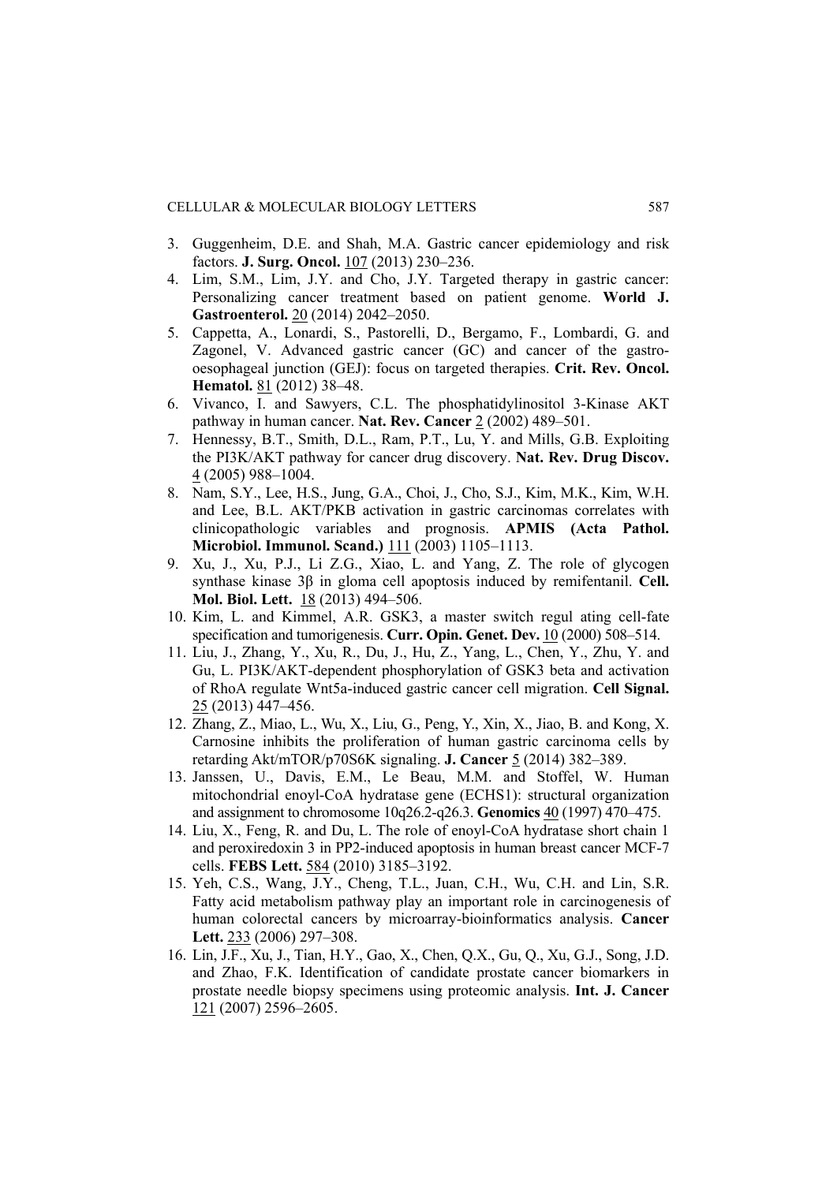3. Guggenheim, D.E. and Shah, M.A. Gastric cancer epidemiology and risk factors. **J. Surg. Oncol.** 107 (2013) 230–236.
4. Lim, S.M., Lim, J.Y. and Cho, J.Y. Targeted therapy in gastric cancer: Personalizing cancer treatment based on patient genome. **World J. Gastroenterol.** 20 (2014) 2042–2050.
5. Cappetta, A., Lonardi, S., Pastorelli, D., Bergamo, F., Lombardi, G. and Zagonel, V. Advanced gastric cancer (GC) and cancer of the gastro-oesophageal junction (GEJ): focus on targeted therapies. **Crit. Rev. Oncol. Hematol.** 81 (2012) 38–48.
6. Vivanco, I. and Sawyers, C.L. The phosphatidylinositol 3-Kinase AKT pathway in human cancer. **Nat. Rev. Cancer** 2 (2002) 489–501.
7. Hennessy, B.T., Smith, D.L., Ram, P.T., Lu, Y. and Mills, G.B. Exploiting the PI3K/AKT pathway for cancer drug discovery. **Nat. Rev. Drug Discov.** 4 (2005) 988–1004.
8. Nam, S.Y., Lee, H.S., Jung, G.A., Choi, J., Cho, S.J., Kim, M.K., Kim, W.H. and Lee, B.L. AKT/PKB activation in gastric carcinomas correlates with clinicopathologic variables and prognosis. **APMIS (Acta Pathol. Microbiol. Immunol. Scand.)** 111 (2003) 1105–1113.
9. Xu, J., Xu, P.J., Li Z.G., Xiao, L. and Yang, Z. The role of glycogen synthase kinase 3β in gloma cell apoptosis induced by remifentanil. **Cell. Mol. Biol. Lett.** 18 (2013) 494–506.
10. Kim, L. and Kimmel, A.R. GSK3, a master switch regul ating cell-fate specification and tumorigenesis. **Curr. Opin. Genet. Dev.** 10 (2000) 508–514.
11. Liu, J., Zhang, Y., Xu, R., Du, J., Hu, Z., Yang, L., Chen, Y., Zhu, Y. and Gu, L. PI3K/AKT-dependent phosphorylation of GSK3 beta and activation of RhoA regulate Wnt5a-induced gastric cancer cell migration. **Cell Signal.** 25 (2013) 447–456.
12. Zhang, Z., Miao, L., Wu, X., Liu, G., Peng, Y., Xin, X., Jiao, B. and Kong, X. Carnosine inhibits the proliferation of human gastric carcinoma cells by retarding Akt/mTOR/p70S6K signaling. **J. Cancer** 5 (2014) 382–389.
13. Janssen, U., Davis, E.M., Le Beau, M.M. and Stoffel, W. Human mitochondrial enoyl-CoA hydratase gene (ECHS1): structural organization and assignment to chromosome 10q26.2-q26.3. **Genomics** 40 (1997) 470–475.
14. Liu, X., Feng, R. and Du, L. The role of enoyl-CoA hydratase short chain 1 and peroxiredoxin 3 in PP2-induced apoptosis in human breast cancer MCF-7 cells. **FEBS Lett.** 584 (2010) 3185–3192.
15. Yeh, C.S., Wang, J.Y., Cheng, T.L., Juan, C.H., Wu, C.H. and Lin, S.R. Fatty acid metabolism pathway play an important role in carcinogenesis of human colorectal cancers by microarray-bioinformatics analysis. **Cancer Lett.** 233 (2006) 297–308.
16. Lin, J.F., Xu, J., Tian, H.Y., Gao, X., Chen, Q.X., Gu, Q., Xu, G.J., Song, J.D. and Zhao, F.K. Identification of candidate prostate cancer biomarkers in prostate needle biopsy specimens using proteomic analysis. **Int. J. Cancer** 121 (2007) 2596–2605.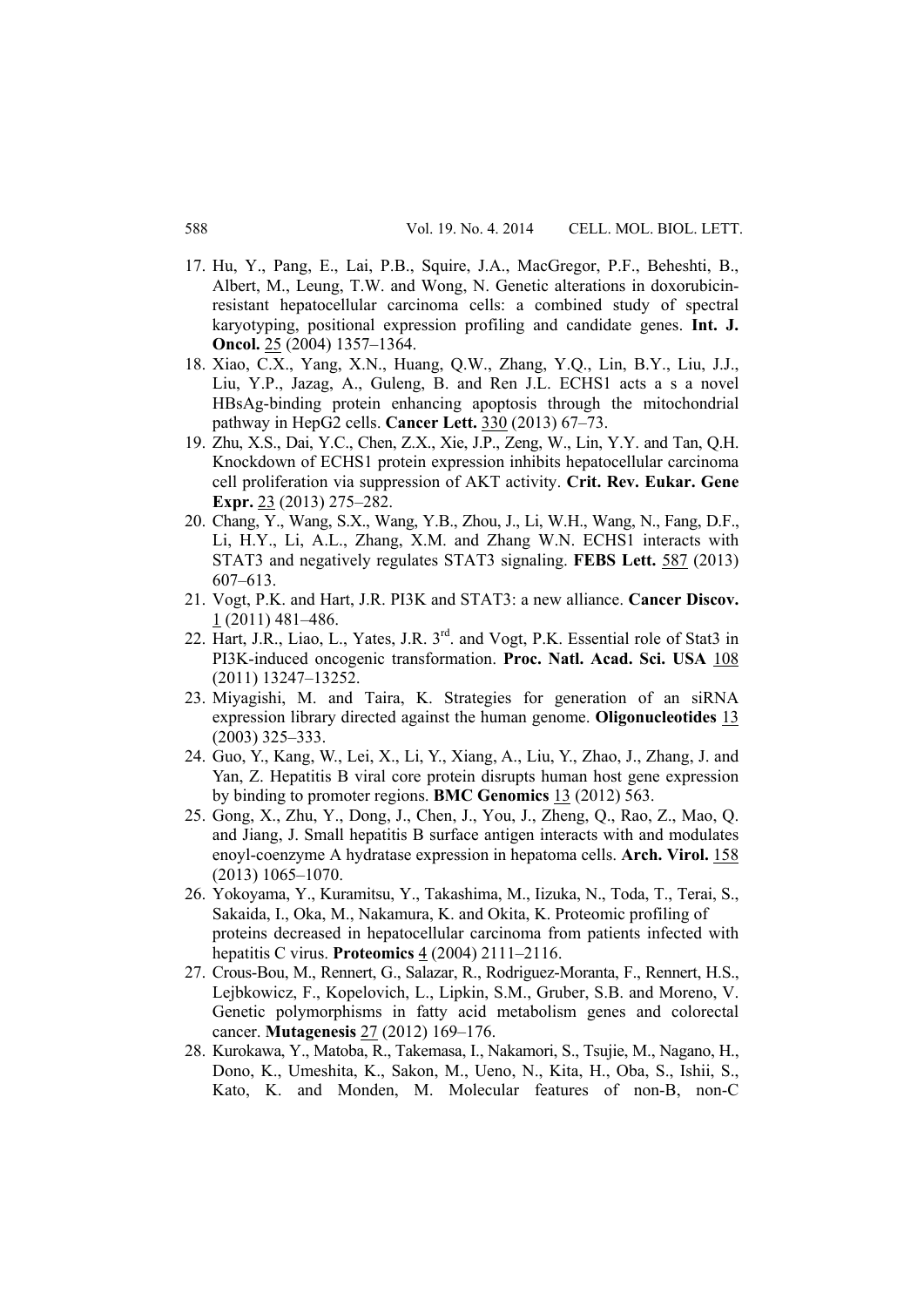17. Hu, Y., Pang, E., Lai, P.B., Squire, J.A., MacGregor, P.F., Beheshti, B., Albert, M., Leung, T.W. and Wong, N. Genetic alterations in doxorubicin-resistant hepatocellular carcinoma cells: a combined study of spectral karyotyping, positional expression profiling and candidate genes. **Int. J. Oncol.** 25 (2004) 1357–1364.
18. Xiao, C.X., Yang, X.N., Huang, Q.W., Zhang, Y.Q., Lin, B.Y., Liu, J.J., Liu, Y.P., Jazag, A., Guleng, B. and Ren J.L. ECHS1 acts a s a novel HBsAg-binding protein enhancing apoptosis through the mitochondrial pathway in HepG2 cells. **Cancer Lett.** 330 (2013) 67–73.
19. Zhu, X.S., Dai, Y.C., Chen, Z.X., Xie, J.P., Zeng, W., Lin, Y.Y. and Tan, Q.H. Knockdown of ECHS1 protein expression inhibits hepatocellular carcinoma cell proliferation via suppression of AKT activity. **Crit. Rev. Eukar. Gene Expr.** 23 (2013) 275–282.
20. Chang, Y., Wang, S.X., Wang, Y.B., Zhou, J., Li, W.H., Wang, N., Fang, D.F., Li, H.Y., Li, A.L., Zhang, X.M. and Zhang W.N. ECHS1 interacts with STAT3 and negatively regulates STAT3 signaling. **FEBS Lett.** 587 (2013) 607–613.
21. Vogt, P.K. and Hart, J.R. PI3K and STAT3: a new alliance. **Cancer Discov.** 1 (2011) 481–486.
22. Hart, J.R., Liao, L., Yates, J.R. 3rd. and Vogt, P.K. Essential role of Stat3 in PI3K-induced oncogenic transformation. **Proc. Natl. Acad. Sci. USA** 108 (2011) 13247–13252.
23. Miyagishi, M. and Taira, K. Strategies for generation of an siRNA expression library directed against the human genome. **Oligonucleotides** 13 (2003) 325–333.
24. Guo, Y., Kang, W., Lei, X., Li, Y., Xiang, A., Liu, Y., Zhao, J., Zhang, J. and Yan, Z. Hepatitis B viral core protein disrupts human host gene expression by binding to promoter regions. **BMC Genomics** 13 (2012) 563.
25. Gong, X., Zhu, Y., Dong, J., Chen, J., You, J., Zheng, Q., Rao, Z., Mao, Q. and Jiang, J. Small hepatitis B surface antigen interacts with and modulates enoyl-coenzyme A hydratase expression in hepatoma cells. **Arch. Virol.** 158 (2013) 1065–1070.
26. Yokoyama, Y., Kuramitsu, Y., Takashima, M., Iizuka, N., Toda, T., Terai, S., Sakaida, I., Oka, M., Nakamura, K. and Okita, K. Proteomic profiling of proteins decreased in hepatocellular carcinoma from patients infected with hepatitis C virus. **Proteomics** 4 (2004) 2111–2116.
27. Crous-Bou, M., Rennert, G., Salazar, R., Rodriguez-Moranta, F., Rennert, H.S., Lejbkowicz, F., Kopelovich, L., Lipkin, S.M., Gruber, S.B. and Moreno, V. Genetic polymorphisms in fatty acid metabolism genes and colorectal cancer. **Mutagenesis** 27 (2012) 169–176.
28. Kurokawa, Y., Matoba, R., Takemasa, I., Nakamori, S., Tsujie, M., Nagano, H., Dono, K., Umeshita, K., Sakon, M., Ueno, N., Kita, H., Oba, S., Ishii, S., Kato, K. and Monden, M. Molecular features of non-B, non-C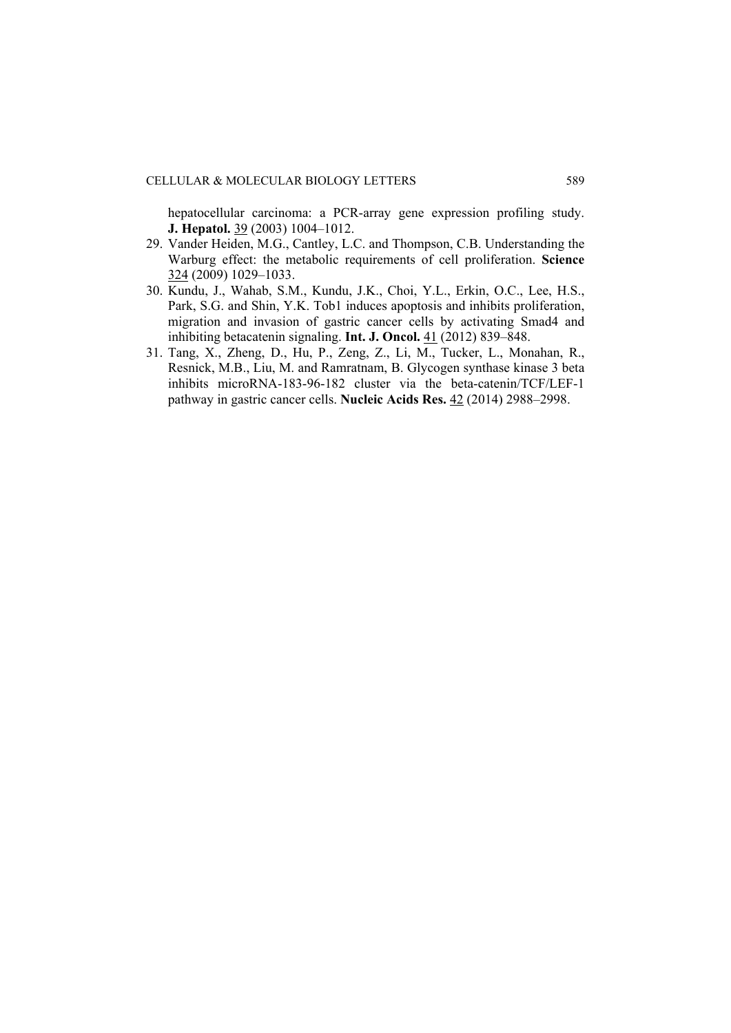hepatocellular carcinoma: a PCR-array gene expression profiling study. **J. Hepatol.** 39 (2003) 1004–1012.

29. Vander Heiden, M.G., Cantley, L.C. and Thompson, C.B. Understanding the Warburg effect: the metabolic requirements of cell proliferation. **Science** 324 (2009) 1029–1033.
30. Kundu, J., Wahab, S.M., Kundu, J.K., Choi, Y.L., Erkin, O.C., Lee, H.S., Park, S.G. and Shin, Y.K. Tob1 induces apoptosis and inhibits proliferation, migration and invasion of gastric cancer cells by activating Smad4 and inhibiting betacatenin signaling. **Int. J. Oncol.** 41 (2012) 839–848.
31. Tang, X., Zheng, D., Hu, P., Zeng, Z., Li, M., Tucker, L., Monahan, R., Resnick, M.B., Liu, M. and Ramratnam, B. Glycogen synthase kinase 3 beta inhibits microRNA-183-96-182 cluster via the beta-catenin/TCF/LEF-1 pathway in gastric cancer cells. **Nucleic Acids Res.** 42 (2014) 2988–2998.